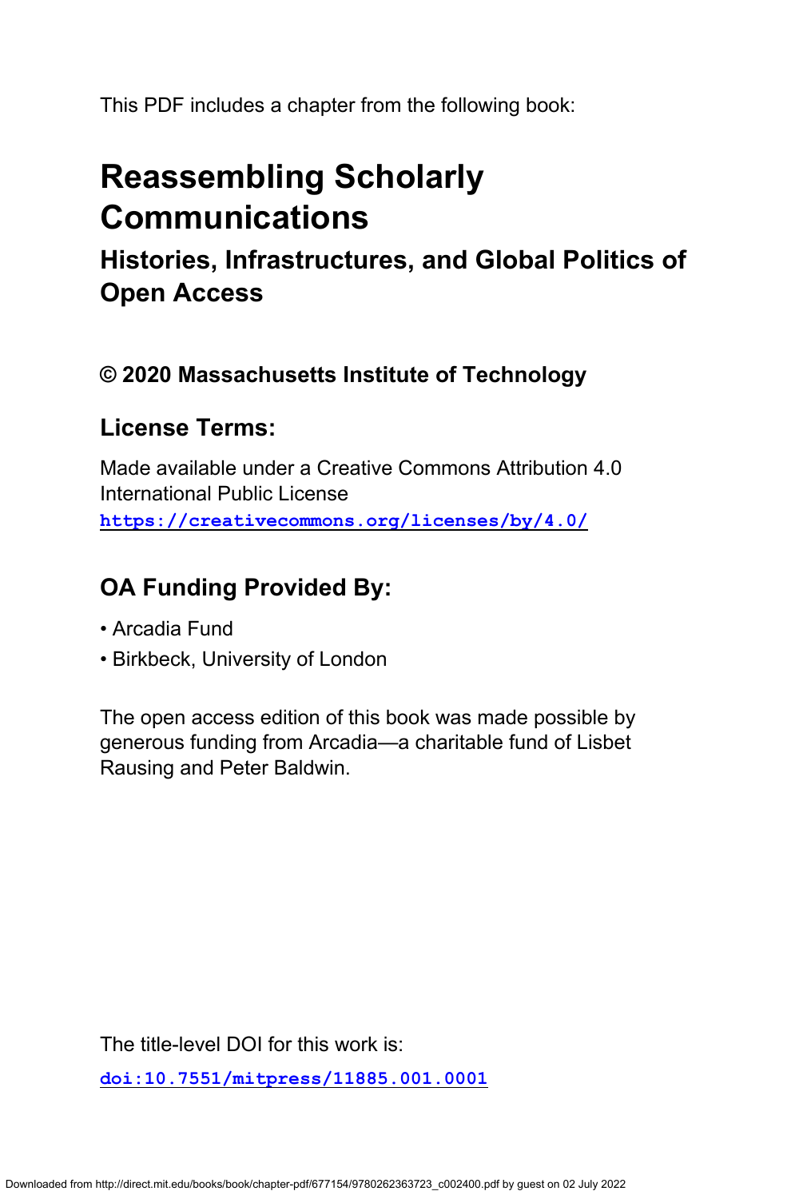This PDF includes a chapter from the following book:

# Reassembling Scholarly Communications

## Histories, Infrastructures, and Global Politics of Open Access

### © 2020 Massachusetts Institute of Technology

### License Terms:

Made available under a Creative Commons Attribution 4.0 International Public License
https://creativecommons.org/licenses/by/4.0/

### OA Funding Provided By:

- Arcadia Fund
- Birkbeck, University of London

The open access edition of this book was made possible by generous funding from Arcadia—a charitable fund of Lisbet Rausing and Peter Baldwin.

The title-level DOI for this work is:

doi:10.7551/mitpress/11885.001.0001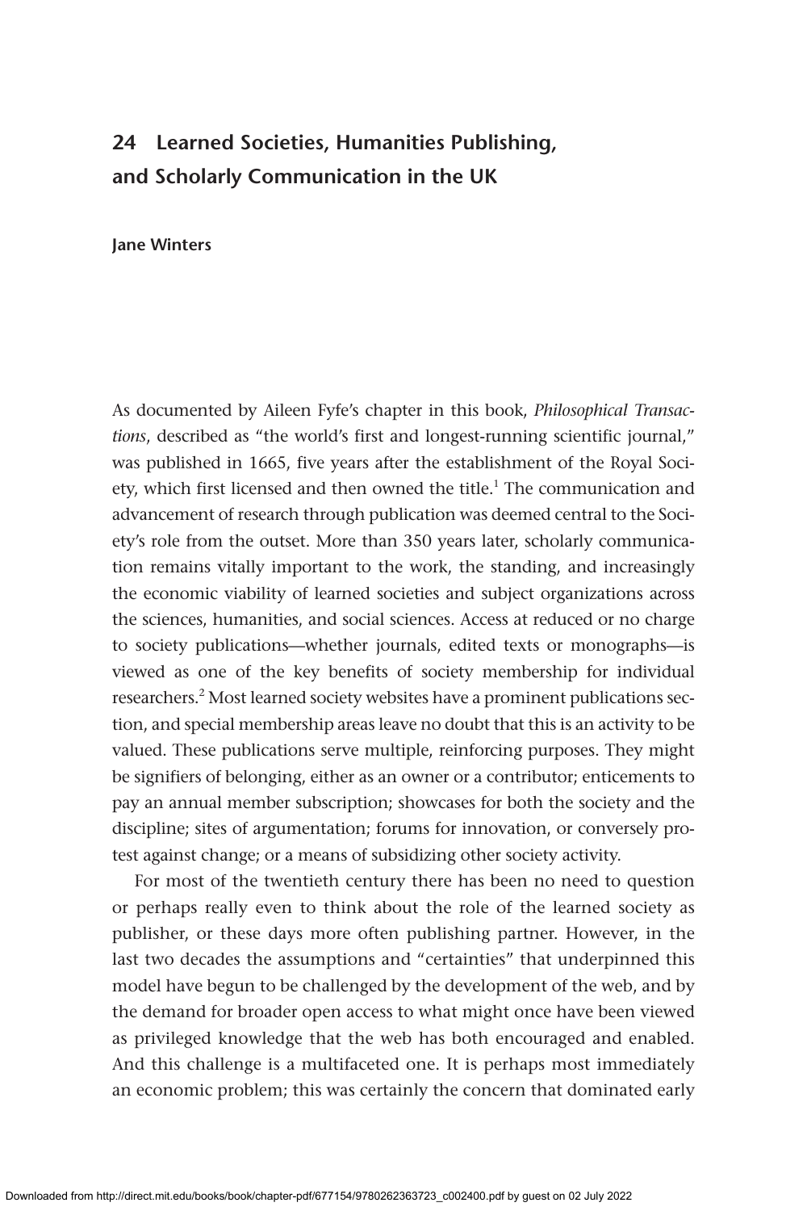## 24 Learned Societies, Humanities Publishing, and Scholarly Communication in the UK

**Jane Winters**

As documented by Aileen Fyfe's chapter in this book, *Philosophical Transactions*, described as "the world's first and longest-running scientific journal," was published in 1665, five years after the establishment of the Royal Society, which first licensed and then owned the title.[1] The communication and advancement of research through publication was deemed central to the Society's role from the outset. More than 350 years later, scholarly communication remains vitally important to the work, the standing, and increasingly the economic viability of learned societies and subject organizations across the sciences, humanities, and social sciences. Access at reduced or no charge to society publications—whether journals, edited texts or monographs—is viewed as one of the key benefits of society membership for individual researchers.[2] Most learned society websites have a prominent publications section, and special membership areas leave no doubt that this is an activity to be valued. These publications serve multiple, reinforcing purposes. They might be signifiers of belonging, either as an owner or a contributor; enticements to pay an annual member subscription; showcases for both the society and the discipline; sites of argumentation; forums for innovation, or conversely protest against change; or a means of subsidizing other society activity.

For most of the twentieth century there has been no need to question or perhaps really even to think about the role of the learned society as publisher, or these days more often publishing partner. However, in the last two decades the assumptions and "certainties" that underpinned this model have begun to be challenged by the development of the web, and by the demand for broader open access to what might once have been viewed as privileged knowledge that the web has both encouraged and enabled. And this challenge is a multifaceted one. It is perhaps most immediately an economic problem; this was certainly the concern that dominated early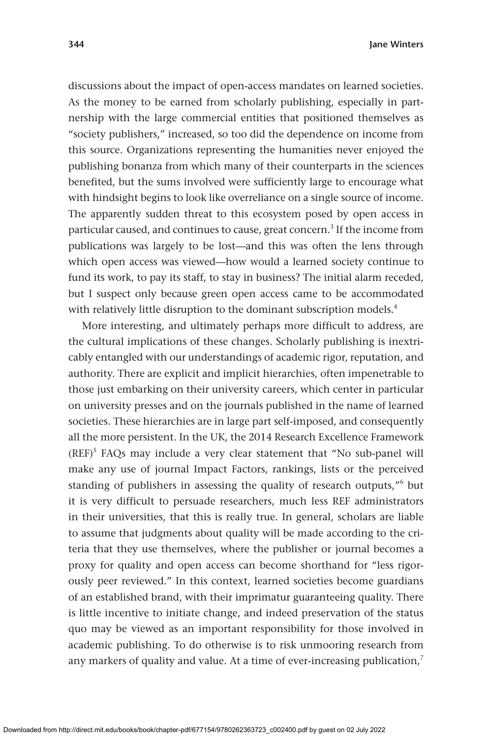discussions about the impact of open-access mandates on learned societies. As the money to be earned from scholarly publishing, especially in partnership with the large commercial entities that positioned themselves as "society publishers," increased, so too did the dependence on income from this source. Organizations representing the humanities never enjoyed the publishing bonanza from which many of their counterparts in the sciences benefited, but the sums involved were sufficiently large to encourage what with hindsight begins to look like overreliance on a single source of income. The apparently sudden threat to this ecosystem posed by open access in particular caused, and continues to cause, great concern.[3] If the income from publications was largely to be lost—and this was often the lens through which open access was viewed—how would a learned society continue to fund its work, to pay its staff, to stay in business? The initial alarm receded, but I suspect only because green open access came to be accommodated with relatively little disruption to the dominant subscription models.[4]

More interesting, and ultimately perhaps more difficult to address, are the cultural implications of these changes. Scholarly publishing is inextricably entangled with our understandings of academic rigor, reputation, and authority. There are explicit and implicit hierarchies, often impenetrable to those just embarking on their university careers, which center in particular on university presses and on the journals published in the name of learned societies. These hierarchies are in large part self-imposed, and consequently all the more persistent. In the UK, the 2014 Research Excellence Framework (REF)[5] FAQs may include a very clear statement that "No sub-panel will make any use of journal Impact Factors, rankings, lists or the perceived standing of publishers in assessing the quality of research outputs,"[6] but it is very difficult to persuade researchers, much less REF administrators in their universities, that this is really true. In general, scholars are liable to assume that judgments about quality will be made according to the criteria that they use themselves, where the publisher or journal becomes a proxy for quality and open access can become shorthand for "less rigorously peer reviewed." In this context, learned societies become guardians of an established brand, with their imprimatur guaranteeing quality. There is little incentive to initiate change, and indeed preservation of the status quo may be viewed as an important responsibility for those involved in academic publishing. To do otherwise is to risk unmooring research from any markers of quality and value. At a time of ever-increasing publication,[7]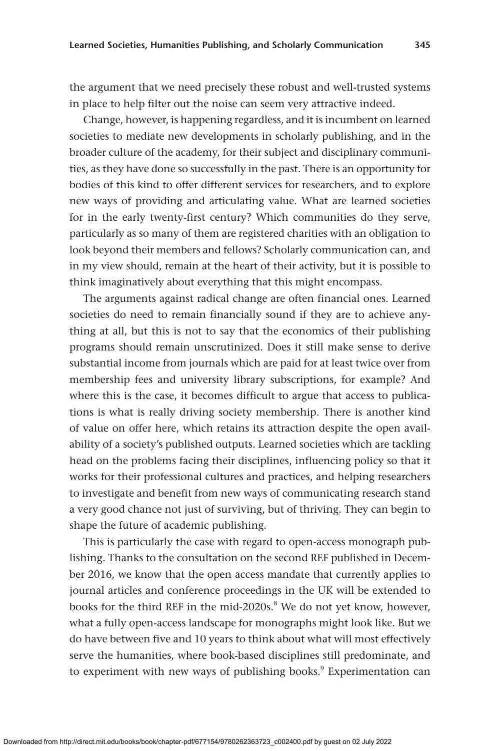the argument that we need precisely these robust and well-trusted systems in place to help filter out the noise can seem very attractive indeed.

Change, however, is happening regardless, and it is incumbent on learned societies to mediate new developments in scholarly publishing, and in the broader culture of the academy, for their subject and disciplinary communities, as they have done so successfully in the past. There is an opportunity for bodies of this kind to offer different services for researchers, and to explore new ways of providing and articulating value. What are learned societies for in the early twenty-first century? Which communities do they serve, particularly as so many of them are registered charities with an obligation to look beyond their members and fellows? Scholarly communication can, and in my view should, remain at the heart of their activity, but it is possible to think imaginatively about everything that this might encompass.

The arguments against radical change are often financial ones. Learned societies do need to remain financially sound if they are to achieve anything at all, but this is not to say that the economics of their publishing programs should remain unscrutinized. Does it still make sense to derive substantial income from journals which are paid for at least twice over from membership fees and university library subscriptions, for example? And where this is the case, it becomes difficult to argue that access to publications is what is really driving society membership. There is another kind of value on offer here, which retains its attraction despite the open availability of a society's published outputs. Learned societies which are tackling head on the problems facing their disciplines, influencing policy so that it works for their professional cultures and practices, and helping researchers to investigate and benefit from new ways of communicating research stand a very good chance not just of surviving, but of thriving. They can begin to shape the future of academic publishing.

This is particularly the case with regard to open-access monograph publishing. Thanks to the consultation on the second REF published in December 2016, we know that the open access mandate that currently applies to journal articles and conference proceedings in the UK will be extended to books for the third REF in the mid-2020s.[8] We do not yet know, however, what a fully open-access landscape for monographs might look like. But we do have between five and 10 years to think about what will most effectively serve the humanities, where book-based disciplines still predominate, and to experiment with new ways of publishing books.[9] Experimentation can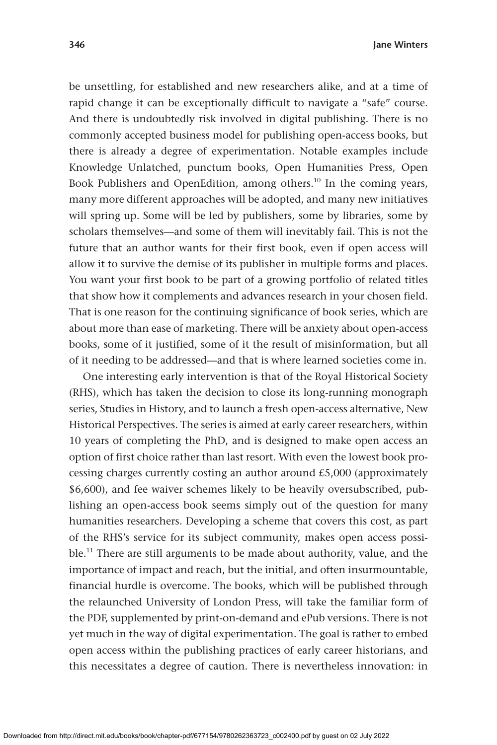be unsettling, for established and new researchers alike, and at a time of rapid change it can be exceptionally difficult to navigate a "safe" course. And there is undoubtedly risk involved in digital publishing. There is no commonly accepted business model for publishing open-access books, but there is already a degree of experimentation. Notable examples include Knowledge Unlatched, punctum books, Open Humanities Press, Open Book Publishers and OpenEdition, among others.[10] In the coming years, many more different approaches will be adopted, and many new initiatives will spring up. Some will be led by publishers, some by libraries, some by scholars themselves—and some of them will inevitably fail. This is not the future that an author wants for their first book, even if open access will allow it to survive the demise of its publisher in multiple forms and places. You want your first book to be part of a growing portfolio of related titles that show how it complements and advances research in your chosen field. That is one reason for the continuing significance of book series, which are about more than ease of marketing. There will be anxiety about open-access books, some of it justified, some of it the result of misinformation, but all of it needing to be addressed—and that is where learned societies come in.

One interesting early intervention is that of the Royal Historical Society (RHS), which has taken the decision to close its long-running monograph series, Studies in History, and to launch a fresh open-access alternative, New Historical Perspectives. The series is aimed at early career researchers, within 10 years of completing the PhD, and is designed to make open access an option of first choice rather than last resort. With even the lowest book processing charges currently costing an author around £5,000 (approximately $6,600), and fee waiver schemes likely to be heavily oversubscribed, publishing an open-access book seems simply out of the question for many humanities researchers. Developing a scheme that covers this cost, as part of the RHS's service for its subject community, makes open access possible.[11] There are still arguments to be made about authority, value, and the importance of impact and reach, but the initial, and often insurmountable, financial hurdle is overcome. The books, which will be published through the relaunched University of London Press, will take the familiar form of the PDF, supplemented by print-on-demand and ePub versions. There is not yet much in the way of digital experimentation. The goal is rather to embed open access within the publishing practices of early career historians, and this necessitates a degree of caution. There is nevertheless innovation: in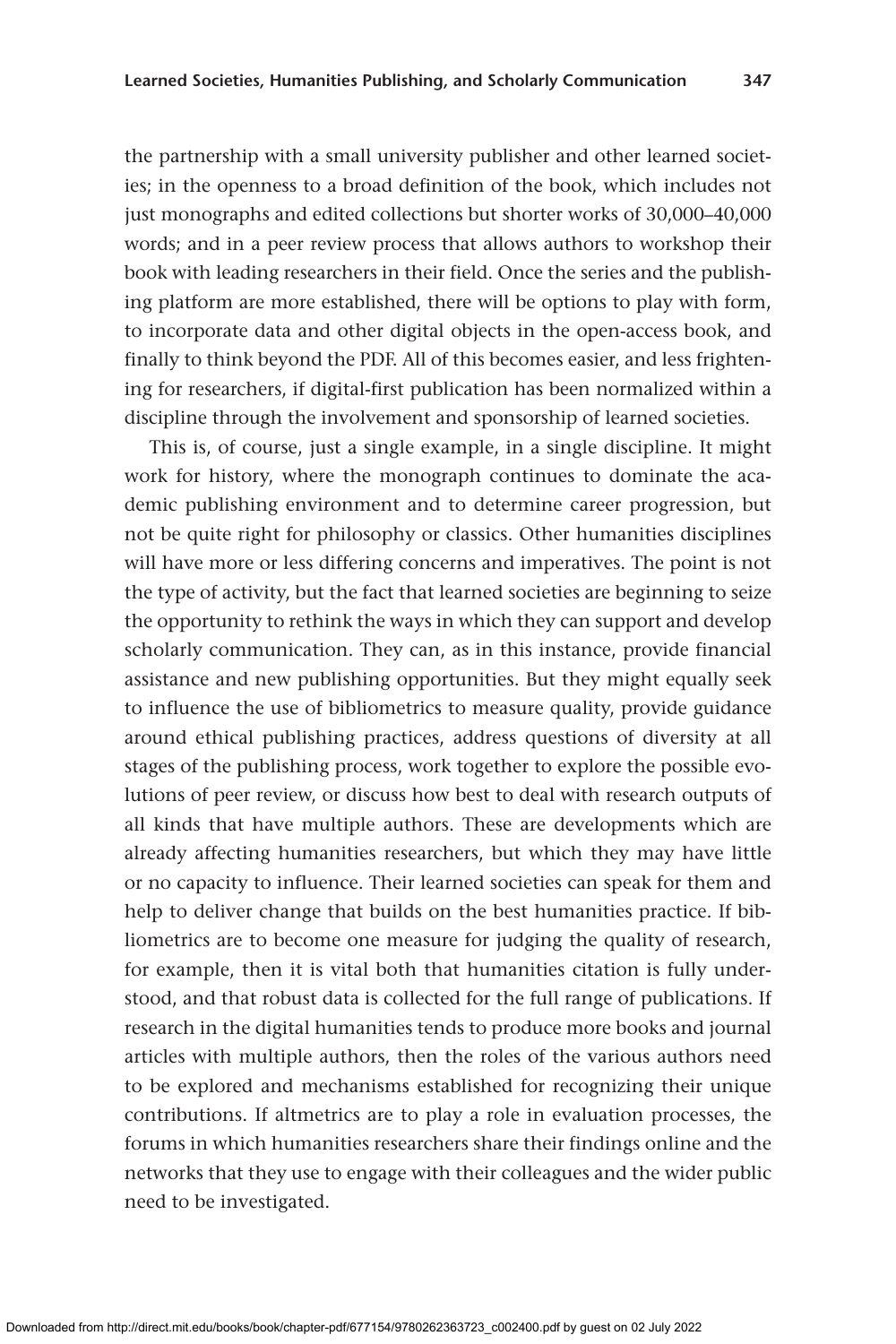the partnership with a small university publisher and other learned societies; in the openness to a broad definition of the book, which includes not just monographs and edited collections but shorter works of 30,000–40,000 words; and in a peer review process that allows authors to workshop their book with leading researchers in their field. Once the series and the publishing platform are more established, there will be options to play with form, to incorporate data and other digital objects in the open-access book, and finally to think beyond the PDF. All of this becomes easier, and less frightening for researchers, if digital-first publication has been normalized within a discipline through the involvement and sponsorship of learned societies.

This is, of course, just a single example, in a single discipline. It might work for history, where the monograph continues to dominate the academic publishing environment and to determine career progression, but not be quite right for philosophy or classics. Other humanities disciplines will have more or less differing concerns and imperatives. The point is not the type of activity, but the fact that learned societies are beginning to seize the opportunity to rethink the ways in which they can support and develop scholarly communication. They can, as in this instance, provide financial assistance and new publishing opportunities. But they might equally seek to influence the use of bibliometrics to measure quality, provide guidance around ethical publishing practices, address questions of diversity at all stages of the publishing process, work together to explore the possible evolutions of peer review, or discuss how best to deal with research outputs of all kinds that have multiple authors. These are developments which are already affecting humanities researchers, but which they may have little or no capacity to influence. Their learned societies can speak for them and help to deliver change that builds on the best humanities practice. If bibliometrics are to become one measure for judging the quality of research, for example, then it is vital both that humanities citation is fully understood, and that robust data is collected for the full range of publications. If research in the digital humanities tends to produce more books and journal articles with multiple authors, then the roles of the various authors need to be explored and mechanisms established for recognizing their unique contributions. If altmetrics are to play a role in evaluation processes, the forums in which humanities researchers share their findings online and the networks that they use to engage with their colleagues and the wider public need to be investigated.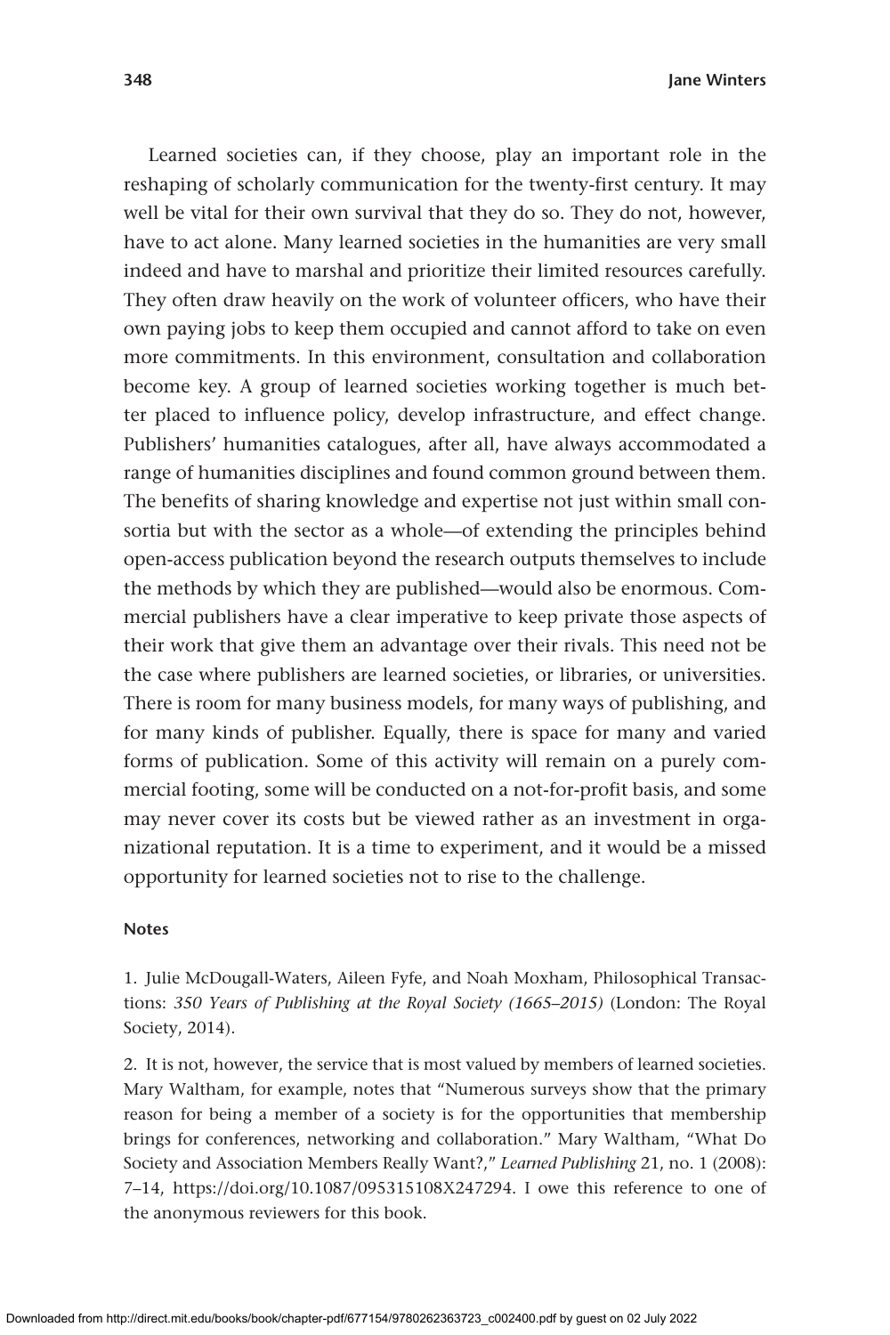Learned societies can, if they choose, play an important role in the reshaping of scholarly communication for the twenty-first century. It may well be vital for their own survival that they do so. They do not, however, have to act alone. Many learned societies in the humanities are very small indeed and have to marshal and prioritize their limited resources carefully. They often draw heavily on the work of volunteer officers, who have their own paying jobs to keep them occupied and cannot afford to take on even more commitments. In this environment, consultation and collaboration become key. A group of learned societies working together is much better placed to influence policy, develop infrastructure, and effect change. Publishers' humanities catalogues, after all, have always accommodated a range of humanities disciplines and found common ground between them. The benefits of sharing knowledge and expertise not just within small consortia but with the sector as a whole—of extending the principles behind open-access publication beyond the research outputs themselves to include the methods by which they are published—would also be enormous. Commercial publishers have a clear imperative to keep private those aspects of their work that give them an advantage over their rivals. This need not be the case where publishers are learned societies, or libraries, or universities. There is room for many business models, for many ways of publishing, and for many kinds of publisher. Equally, there is space for many and varied forms of publication. Some of this activity will remain on a purely commercial footing, some will be conducted on a not-for-profit basis, and some may never cover its costs but be viewed rather as an investment in organizational reputation. It is a time to experiment, and it would be a missed opportunity for learned societies not to rise to the challenge.

#### Notes

1. Julie McDougall-Waters, Aileen Fyfe, and Noah Moxham, Philosophical Transactions: *350 Years of Publishing at the Royal Society (1665–2015)* (London: The Royal Society, 2014).

2. It is not, however, the service that is most valued by members of learned societies. Mary Waltham, for example, notes that "Numerous surveys show that the primary reason for being a member of a society is for the opportunities that membership brings for conferences, networking and collaboration." Mary Waltham, "What Do Society and Association Members Really Want?," *Learned Publishing* 21, no. 1 (2008): 7–14, https://doi.org/10.1087/095315108X247294. I owe this reference to one of the anonymous reviewers for this book.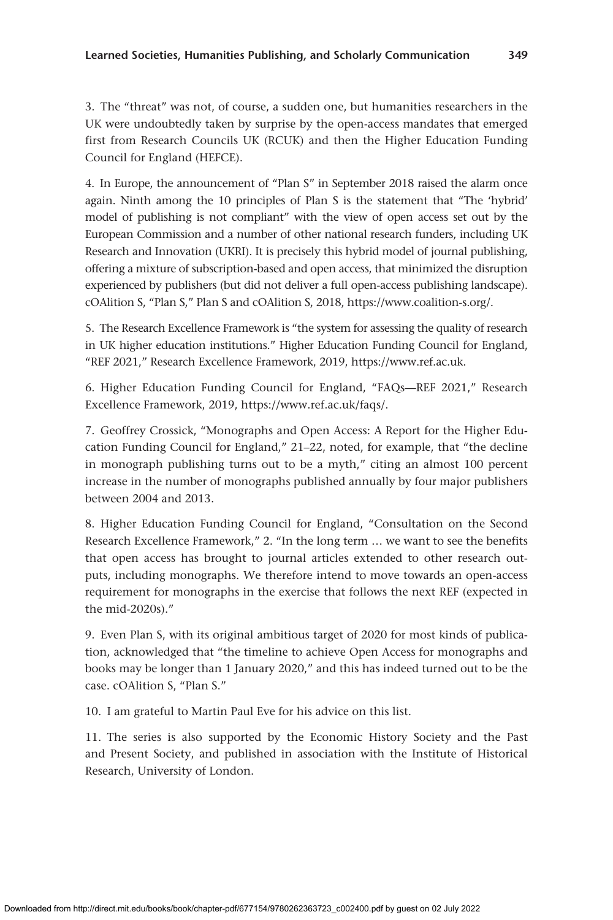3. The "threat" was not, of course, a sudden one, but humanities researchers in the UK were undoubtedly taken by surprise by the open-access mandates that emerged first from Research Councils UK (RCUK) and then the Higher Education Funding Council for England (HEFCE).

4. In Europe, the announcement of "Plan S" in September 2018 raised the alarm once again. Ninth among the 10 principles of Plan S is the statement that "The 'hybrid' model of publishing is not compliant" with the view of open access set out by the European Commission and a number of other national research funders, including UK Research and Innovation (UKRI). It is precisely this hybrid model of journal publishing, offering a mixture of subscription-based and open access, that minimized the disruption experienced by publishers (but did not deliver a full open-access publishing landscape). cOAlition S, "Plan S," Plan S and cOAlition S, 2018, https://www.coalition-s.org/.

5. The Research Excellence Framework is "the system for assessing the quality of research in UK higher education institutions." Higher Education Funding Council for England, "REF 2021," Research Excellence Framework, 2019, https://www.ref.ac.uk.

6. Higher Education Funding Council for England, "FAQs—REF 2021," Research Excellence Framework, 2019, https://www.ref.ac.uk/faqs/.

7. Geoffrey Crossick, "Monographs and Open Access: A Report for the Higher Education Funding Council for England," 21–22, noted, for example, that "the decline in monograph publishing turns out to be a myth," citing an almost 100 percent increase in the number of monographs published annually by four major publishers between 2004 and 2013.

8. Higher Education Funding Council for England, "Consultation on the Second Research Excellence Framework," 2. "In the long term … we want to see the benefits that open access has brought to journal articles extended to other research outputs, including monographs. We therefore intend to move towards an open-access requirement for monographs in the exercise that follows the next REF (expected in the mid-2020s)."

9. Even Plan S, with its original ambitious target of 2020 for most kinds of publication, acknowledged that "the timeline to achieve Open Access for monographs and books may be longer than 1 January 2020," and this has indeed turned out to be the case. cOAlition S, "Plan S."

10. I am grateful to Martin Paul Eve for his advice on this list.

11. The series is also supported by the Economic History Society and the Past and Present Society, and published in association with the Institute of Historical Research, University of London.